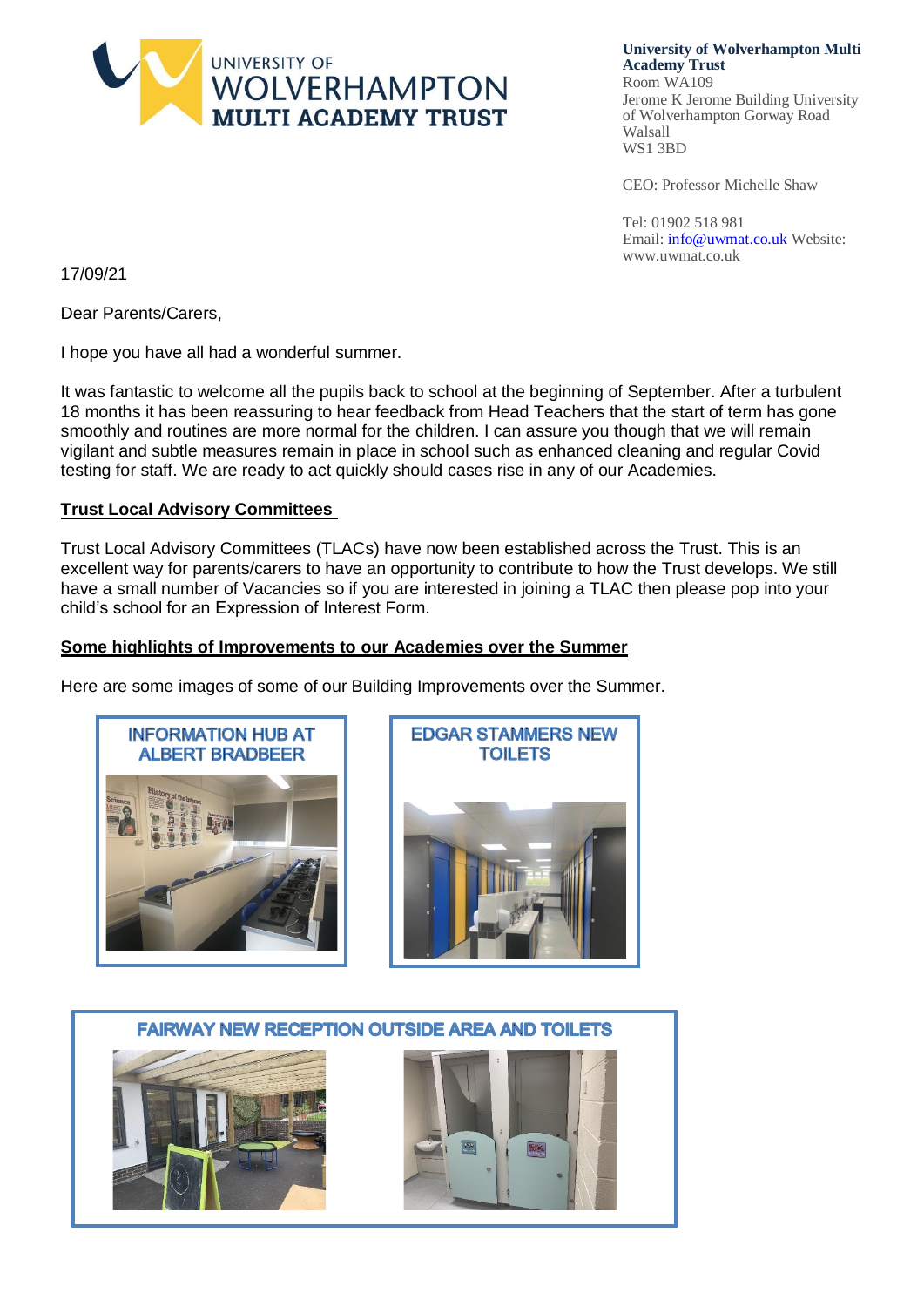**University of Wolverhampton Multi Academy Trust**
Room WA109
Jerome K Jerome Building University of Wolverhampton Gorway Road
Walsall
WS1 3BD

CEO: Professor Michelle Shaw

Tel: 01902 518 981
Email: info@uwmat.co.uk Website: www.uwmat.co.uk

17/09/21

Dear Parents/Carers,

I hope you have all had a wonderful summer.

It was fantastic to welcome all the pupils back to school at the beginning of September. After a turbulent 18 months it has been reassuring to hear feedback from Head Teachers that the start of term has gone smoothly and routines are more normal for the children. I can assure you though that we will remain vigilant and subtle measures remain in place in school such as enhanced cleaning and regular Covid testing for staff. We are ready to act quickly should cases rise in any of our Academies.

## Trust Local Advisory Committees

Trust Local Advisory Committees (TLACs) have now been established across the Trust. This is an excellent way for parents/carers to have an opportunity to contribute to how the Trust develops. We still have a small number of Vacancies so if you are interested in joining a TLAC then please pop into your child's school for an Expression of Interest Form.

## Some highlights of Improvements to our Academies over the Summer

Here are some images of some of our Building Improvements over the Summer.

INFORMATION HUB AT ALBERT BRADBEER

EDGAR STAMMERS NEW TOILETS

FAIRWAY NEW RECEPTION OUTSIDE AREA AND TOILETS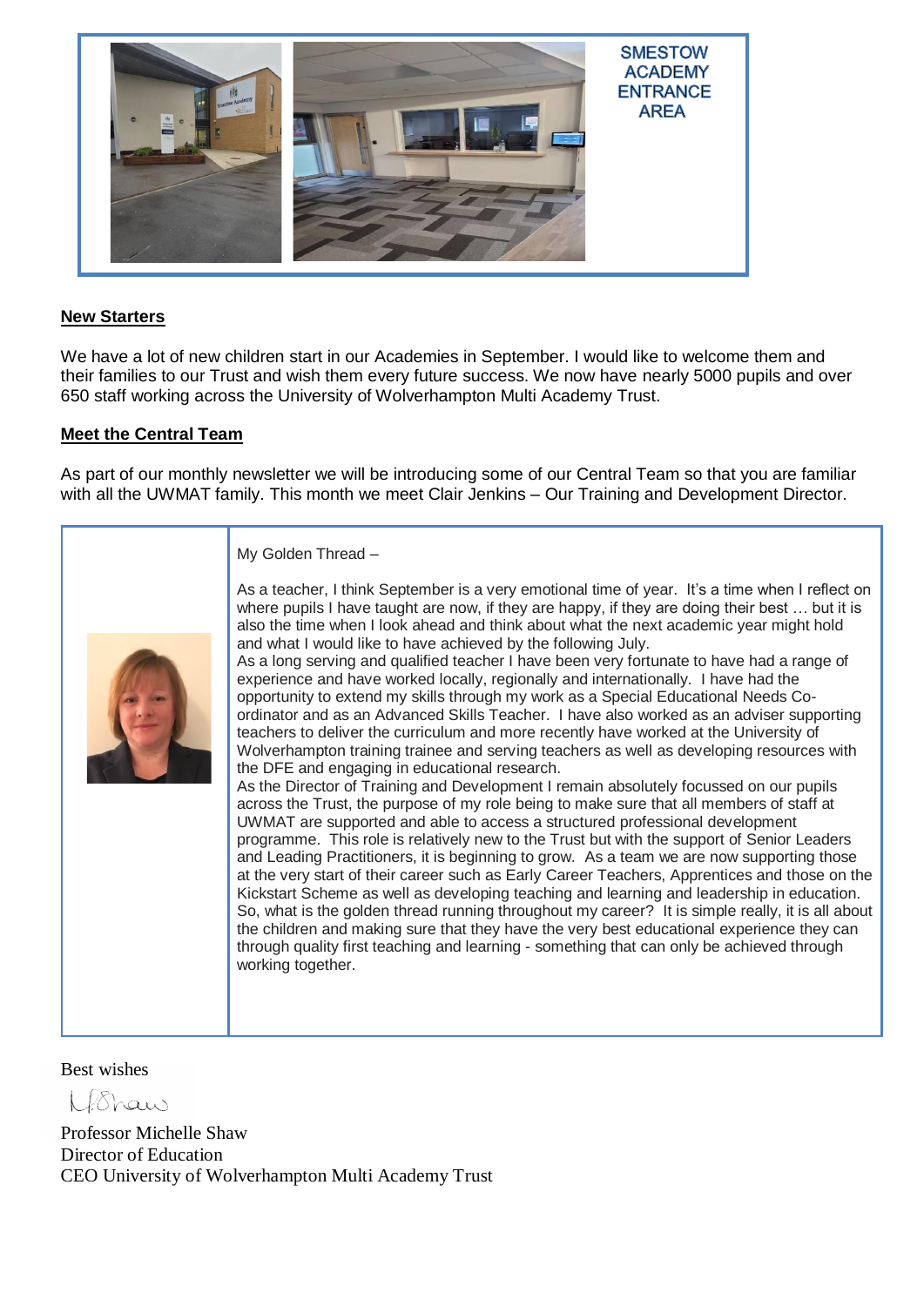SMESTOW ACADEMY ENTRANCE AREA

**New Starters**

We have a lot of new children start in our Academies in September. I would like to welcome them and their families to our Trust and wish them every future success. We now have nearly 5000 pupils and over 650 staff working across the University of Wolverhampton Multi Academy Trust.

**Meet the Central Team**

As part of our monthly newsletter we will be introducing some of our Central Team so that you are familiar with all the UWMAT family. This month we meet Clair Jenkins – Our Training and Development Director.

My Golden Thread –

As a teacher, I think September is a very emotional time of year. It's a time when I reflect on where pupils I have taught are now, if they are happy, if they are doing their best … but it is also the time when I look ahead and think about what the next academic year might hold and what I would like to have achieved by the following July.

As a long serving and qualified teacher I have been very fortunate to have had a range of experience and have worked locally, regionally and internationally. I have had the opportunity to extend my skills through my work as a Special Educational Needs Co-ordinator and as an Advanced Skills Teacher. I have also worked as an adviser supporting teachers to deliver the curriculum and more recently have worked at the University of Wolverhampton training trainee and serving teachers as well as developing resources with the DFE and engaging in educational research.

As the Director of Training and Development I remain absolutely focussed on our pupils across the Trust, the purpose of my role being to make sure that all members of staff at UWMAT are supported and able to access a structured professional development programme. This role is relatively new to the Trust but with the support of Senior Leaders and Leading Practitioners, it is beginning to grow. As a team we are now supporting those at the very start of their career such as Early Career Teachers, Apprentices and those on the Kickstart Scheme as well as developing teaching and learning and leadership in education.

So, what is the golden thread running throughout my career? It is simple really, it is all about the children and making sure that they have the very best educational experience they can through quality first teaching and learning - something that can only be achieved through working together.

Best wishes

M Shaw

Professor Michelle Shaw
Director of Education
CEO University of Wolverhampton Multi Academy Trust